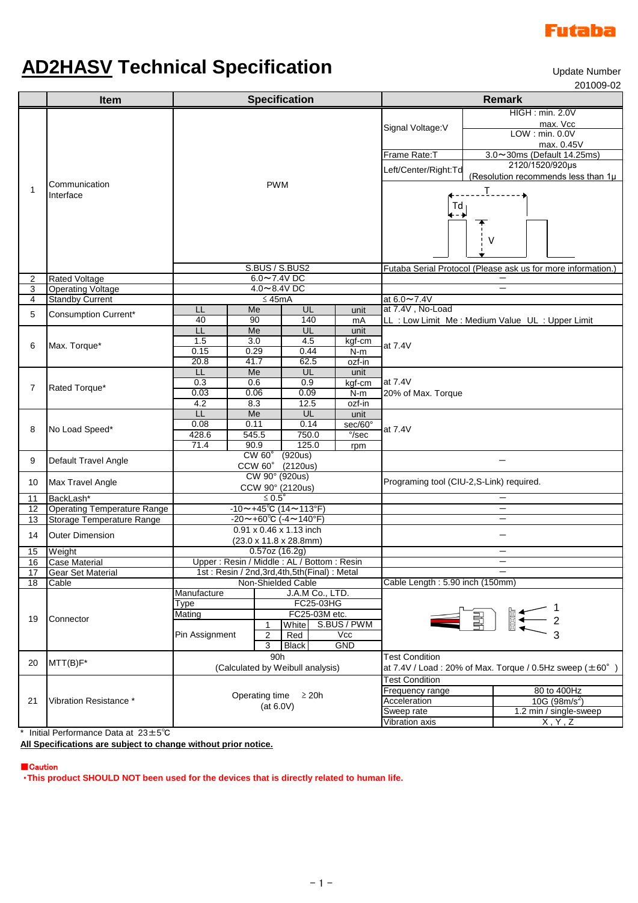Futaba

# AD2HASV Technical Specification

Update Number
201009-02

| | Item | Specification | | | | Remark | |
|---|---|---|---|---|---|---|---|
| 1 | Communication Interface | PWM | | | | Signal Voltage:V | HIGH : min. 2.0V max. Vcc LOW : min. 0.0V max. 0.45V |
| | | | | | | Frame Rate:T | 3.0～30ms (Default 14.25ms) |
| | | | | | | Left/Center/Right:Td | 2120/1520/920μs (Resolution recommends less than 1μ |
| | | S.BUS / S.BUS2 | | | | Futaba Serial Protocol (Please ask us for more information.) | |
| 2 | Rated Voltage | 6.0～7.4V DC | | | | － | |
| 3 | Operating Voltage | 4.0～8.4V DC | | | | － | |
| 4 | Standby Current | ≦45mA | | | | at 6.0～7.4V | |
| 5 | Consumption Current* | LL | Me | UL | unit | at 7.4V , No-Load LL : Low Limit Me : Medium Value UL : Upper Limit | |
| | | 40 | 90 | 140 | mA | | |
| 6 | Max. Torque* | LL | Me | UL | unit | at 7.4V | |
| | | 1.5 | 3.0 | 4.5 | kgf-cm | | |
| | | 0.15 | 0.29 | 0.44 | N-m | | |
| | | 20.8 | 41.7 | 62.5 | ozf-in | | |
| 7 | Rated Torque* | LL | Me | UL | unit | at 7.4V 20% of Max. Torque | |
| | | 0.3 | 0.6 | 0.9 | kgf-cm | | |
| | | 0.03 | 0.06 | 0.09 | N-m | | |
| | | 4.2 | 8.3 | 12.5 | ozf-in | | |
| 8 | No Load Speed* | LL | Me | UL | unit | at 7.4V | |
| | | 0.08 | 0.11 | 0.14 | sec/60° | | |
| | | 428.6 | 545.5 | 750.0 | °/sec | | |
| | | 71.4 | 90.9 | 125.0 | rpm | | |
| 9 | Default Travel Angle | CW 60° (920us) CCW 60° (2120us) | | | | － | |
| 10 | Max Travel Angle | CW 90° (920us) CCW 90° (2120us) | | | | Programing tool (CIU-2,S-Link) required. | |
| 11 | BackLash* | ≦0.5° | | | | － | |
| 12 | Operating Temperature Range | -10～+45℃ (14～113°F) | | | | － | |
| 13 | Storage Temperature Range | -20～+60℃ (-4～140°F) | | | | － | |
| 14 | Outer Dimension | 0.91 x 0.46 x 1.13 inch (23.0 x 11.8 x 28.8mm) | | | | － | |
| 15 | Weight | 0.57oz (16.2g) | | | | － | |
| 16 | Case Material | Upper : Resin / Middle : AL / Bottom : Resin | | | | － | |
| 17 | Gear Set Material | 1st : Resin / 2nd,3rd,4th,5th(Final) : Metal | | | | － | |
| 18 | Cable | Non-Shielded Cable | | | | Cable Length : 5.90 inch (150mm) | |
| 19 | Connector | Manufacture | J.A.M Co., LTD. | | | | |
| | | Type | FC25-03HG | | | | |
| | | Mating | FC25-03M etc. | | | | |
| | | Pin Assignment | 1 | White | S.BUS / PWM | | |
| | | | 2 | Red | Vcc | | |
| | | | 3 | Black | GND | | |
| 20 | MTT(B)F* | 90h (Calculated by Weibull analysis) | | | | Test Condition at 7.4V / Load : 20% of Max. Torque / 0.5Hz sweep (±60° ) | |
| 21 | Vibration Resistance * | Operating time ≧20h (at 6.0V) | | | | Test Condition | |
| | | | | | | Frequency range | 80 to 400Hz |
| | | | | | | Acceleration | 10G (98m/s$^2$) |
| | | | | | | Sweep rate | 1.2 min / single-sweep |
| | | | | | | Vibration axis | X , Y , Z |

\* Initial Performance Data at 23±5℃

**All Specifications are subject to change without prior notice.**

**■Caution**

**・This product SHOULD NOT been used for the devices that is directly related to human life.**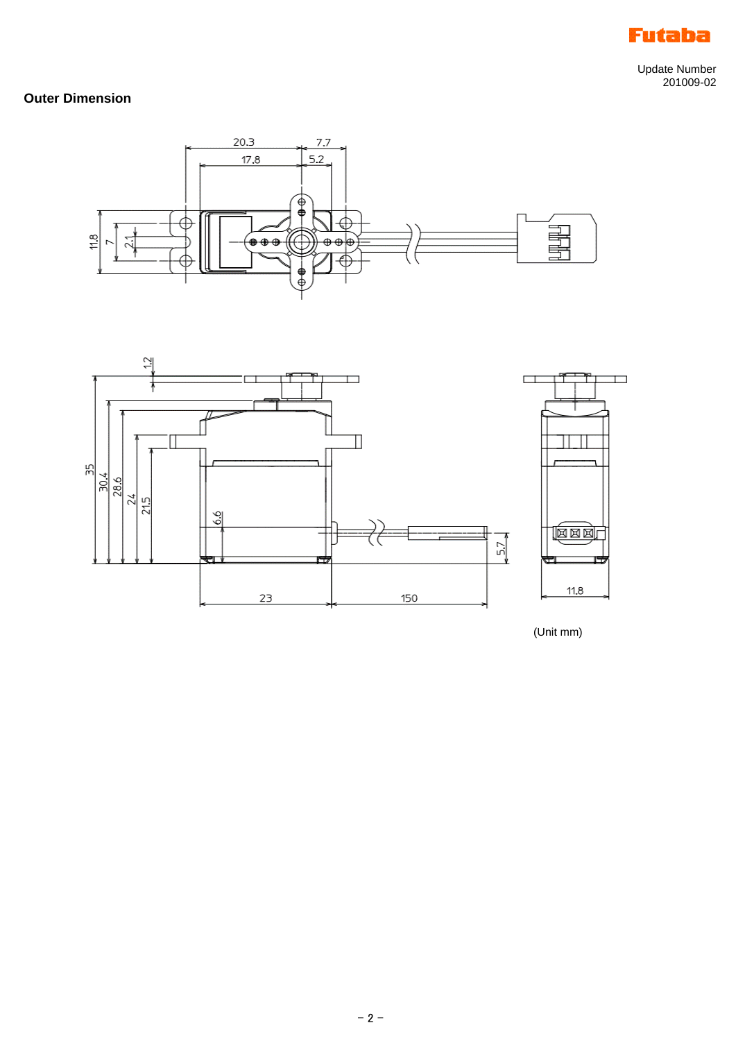Update Number
201009-02

## Outer Dimension

20.3
7.7
17.8
5.2
11.8
7
2.1

1.2
35
30.4
28.6
24
21.5
6.6
5.7
23
150
11.8

(Unit mm)